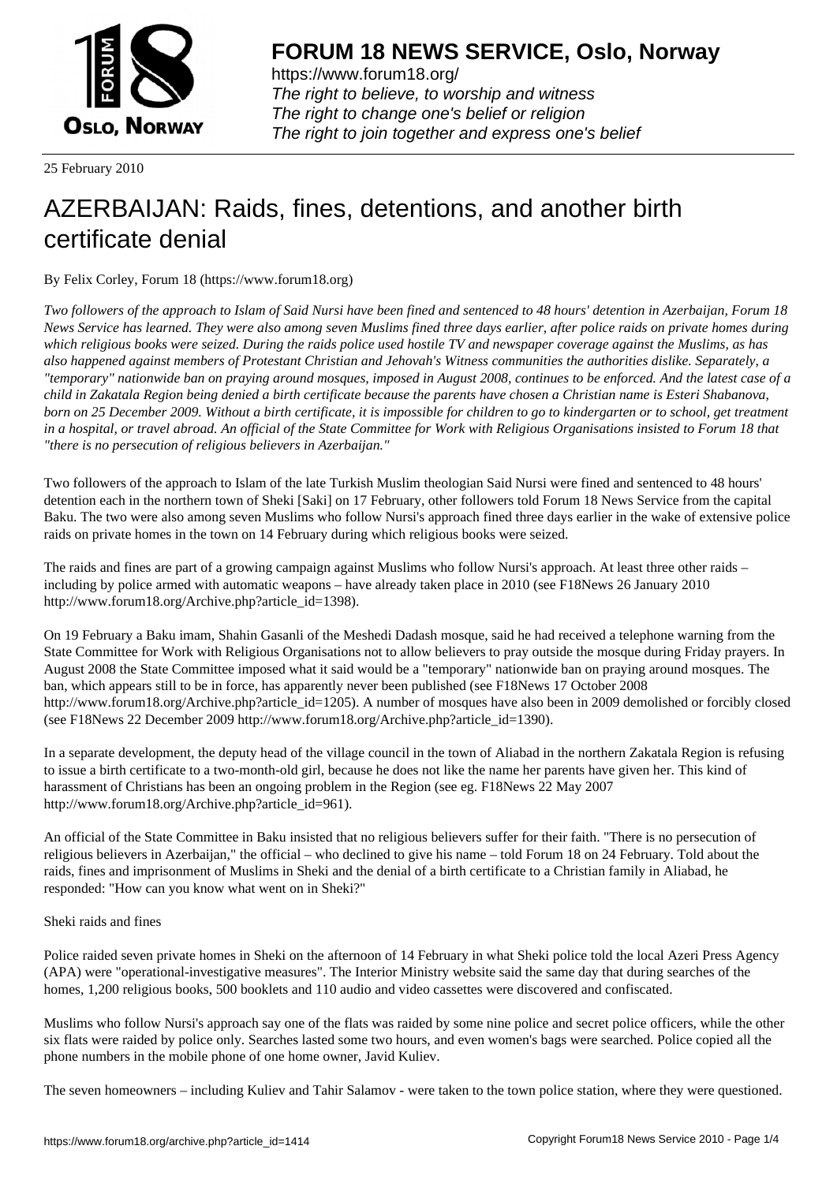# FORUM 18 NEWS SERVICE, Oslo, Norway

https://www.forum18.org/
*The right to believe, to worship and witness*
*The right to change one's belief or religion*
*The right to join together and express one's belief*

25 February 2010

# AZERBAIJAN: Raids, fines, detentions, and another birth certificate denial

By Felix Corley, Forum 18 (https://www.forum18.org)

*Two followers of the approach to Islam of Said Nursi have been fined and sentenced to 48 hours' detention in Azerbaijan, Forum 18 News Service has learned. They were also among seven Muslims fined three days earlier, after police raids on private homes during which religious books were seized. During the raids police used hostile TV and newspaper coverage against the Muslims, as has also happened against members of Protestant Christian and Jehovah's Witness communities the authorities dislike. Separately, a "temporary" nationwide ban on praying around mosques, imposed in August 2008, continues to be enforced. And the latest case of a child in Zakatala Region being denied a birth certificate because the parents have chosen a Christian name is Esteri Shabanova, born on 25 December 2009. Without a birth certificate, it is impossible for children to go to kindergarten or to school, get treatment in a hospital, or travel abroad. An official of the State Committee for Work with Religious Organisations insisted to Forum 18 that "there is no persecution of religious believers in Azerbaijan."*

Two followers of the approach to Islam of the late Turkish Muslim theologian Said Nursi were fined and sentenced to 48 hours' detention each in the northern town of Sheki [Saki] on 17 February, other followers told Forum 18 News Service from the capital Baku. The two were also among seven Muslims who follow Nursi's approach fined three days earlier in the wake of extensive police raids on private homes in the town on 14 February during which religious books were seized.

The raids and fines are part of a growing campaign against Muslims who follow Nursi's approach. At least three other raids – including by police armed with automatic weapons – have already taken place in 2010 (see F18News 26 January 2010 http://www.forum18.org/Archive.php?article_id=1398).

On 19 February a Baku imam, Shahin Gasanli of the Meshedi Dadash mosque, said he had received a telephone warning from the State Committee for Work with Religious Organisations not to allow believers to pray outside the mosque during Friday prayers. In August 2008 the State Committee imposed what it said would be a "temporary" nationwide ban on praying around mosques. The ban, which appears still to be in force, has apparently never been published (see F18News 17 October 2008 http://www.forum18.org/Archive.php?article_id=1205). A number of mosques have also been in 2009 demolished or forcibly closed (see F18News 22 December 2009 http://www.forum18.org/Archive.php?article_id=1390).

In a separate development, the deputy head of the village council in the town of Aliabad in the northern Zakatala Region is refusing to issue a birth certificate to a two-month-old girl, because he does not like the name her parents have given her. This kind of harassment of Christians has been an ongoing problem in the Region (see eg. F18News 22 May 2007 http://www.forum18.org/Archive.php?article_id=961).

An official of the State Committee in Baku insisted that no religious believers suffer for their faith. "There is no persecution of religious believers in Azerbaijan," the official – who declined to give his name – told Forum 18 on 24 February. Told about the raids, fines and imprisonment of Muslims in Sheki and the denial of a birth certificate to a Christian family in Aliabad, he responded: "How can you know what went on in Sheki?"

## Sheki raids and fines

Police raided seven private homes in Sheki on the afternoon of 14 February in what Sheki police told the local Azeri Press Agency (APA) were "operational-investigative measures". The Interior Ministry website said the same day that during searches of the homes, 1,200 religious books, 500 booklets and 110 audio and video cassettes were discovered and confiscated.

Muslims who follow Nursi's approach say one of the flats was raided by some nine police and secret police officers, while the other six flats were raided by police only. Searches lasted some two hours, and even women's bags were searched. Police copied all the phone numbers in the mobile phone of one home owner, Javid Kuliev.

The seven homeowners – including Kuliev and Tahir Salamov - were taken to the town police station, where they were questioned.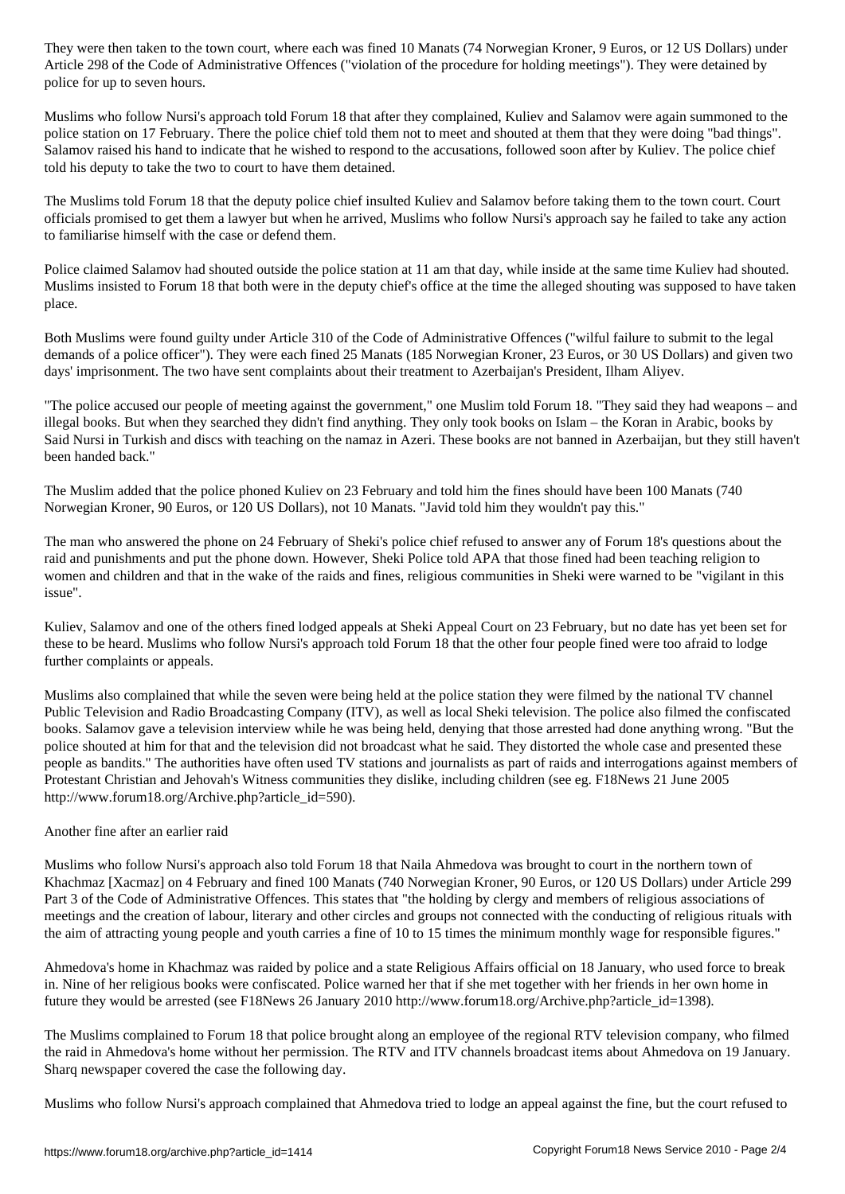They were then taken to the town court, where each was fined 10 Manats (74 Norwegian Kroner, 9 Euros, or 12 US Dollars) under Article 298 of the Code of Administrative Offences ("violation of the procedure for holding meetings"). They were detained by police for up to seven hours.

Muslims who follow Nursi's approach told Forum 18 that after they complained, Kuliev and Salamov were again summoned to the police station on 17 February. There the police chief told them not to meet and shouted at them that they were doing "bad things". Salamov raised his hand to indicate that he wished to respond to the accusations, followed soon after by Kuliev. The police chief told his deputy to take the two to court to have them detained.

The Muslims told Forum 18 that the deputy police chief insulted Kuliev and Salamov before taking them to the town court. Court officials promised to get them a lawyer but when he arrived, Muslims who follow Nursi's approach say he failed to take any action to familiarise himself with the case or defend them.

Police claimed Salamov had shouted outside the police station at 11 am that day, while inside at the same time Kuliev had shouted. Muslims insisted to Forum 18 that both were in the deputy chief's office at the time the alleged shouting was supposed to have taken place.

Both Muslims were found guilty under Article 310 of the Code of Administrative Offences ("wilful failure to submit to the legal demands of a police officer"). They were each fined 25 Manats (185 Norwegian Kroner, 23 Euros, or 30 US Dollars) and given two days' imprisonment. The two have sent complaints about their treatment to Azerbaijan's President, Ilham Aliyev.

"The police accused our people of meeting against the government," one Muslim told Forum 18. "They said they had weapons – and illegal books. But when they searched they didn't find anything. They only took books on Islam – the Koran in Arabic, books by Said Nursi in Turkish and discs with teaching on the namaz in Azeri. These books are not banned in Azerbaijan, but they still haven't been handed back."

The Muslim added that the police phoned Kuliev on 23 February and told him the fines should have been 100 Manats (740 Norwegian Kroner, 90 Euros, or 120 US Dollars), not 10 Manats. "Javid told him they wouldn't pay this."

The man who answered the phone on 24 February of Sheki's police chief refused to answer any of Forum 18's questions about the raid and punishments and put the phone down. However, Sheki Police told APA that those fined had been teaching religion to women and children and that in the wake of the raids and fines, religious communities in Sheki were warned to be "vigilant in this issue".

Kuliev, Salamov and one of the others fined lodged appeals at Sheki Appeal Court on 23 February, but no date has yet been set for these to be heard. Muslims who follow Nursi's approach told Forum 18 that the other four people fined were too afraid to lodge further complaints or appeals.

Muslims also complained that while the seven were being held at the police station they were filmed by the national TV channel Public Television and Radio Broadcasting Company (ITV), as well as local Sheki television. The police also filmed the confiscated books. Salamov gave a television interview while he was being held, denying that those arrested had done anything wrong. "But the police shouted at him for that and the television did not broadcast what he said. They distorted the whole case and presented these people as bandits." The authorities have often used TV stations and journalists as part of raids and interrogations against members of Protestant Christian and Jehovah's Witness communities they dislike, including children (see eg. F18News 21 June 2005 http://www.forum18.org/Archive.php?article_id=590).

## Another fine after an earlier raid

Muslims who follow Nursi's approach also told Forum 18 that Naila Ahmedova was brought to court in the northern town of Khachmaz [Xacmaz] on 4 February and fined 100 Manats (740 Norwegian Kroner, 90 Euros, or 120 US Dollars) under Article 299 Part 3 of the Code of Administrative Offences. This states that "the holding by clergy and members of religious associations of meetings and the creation of labour, literary and other circles and groups not connected with the conducting of religious rituals with the aim of attracting young people and youth carries a fine of 10 to 15 times the minimum monthly wage for responsible figures."

Ahmedova's home in Khachmaz was raided by police and a state Religious Affairs official on 18 January, who used force to break in. Nine of her religious books were confiscated. Police warned her that if she met together with her friends in her own home in future they would be arrested (see F18News 26 January 2010 http://www.forum18.org/Archive.php?article_id=1398).

The Muslims complained to Forum 18 that police brought along an employee of the regional RTV television company, who filmed the raid in Ahmedova's home without her permission. The RTV and ITV channels broadcast items about Ahmedova on 19 January. Sharq newspaper covered the case the following day.

Muslims who follow Nursi's approach complained that Ahmedova tried to lodge an appeal against the fine, but the court refused to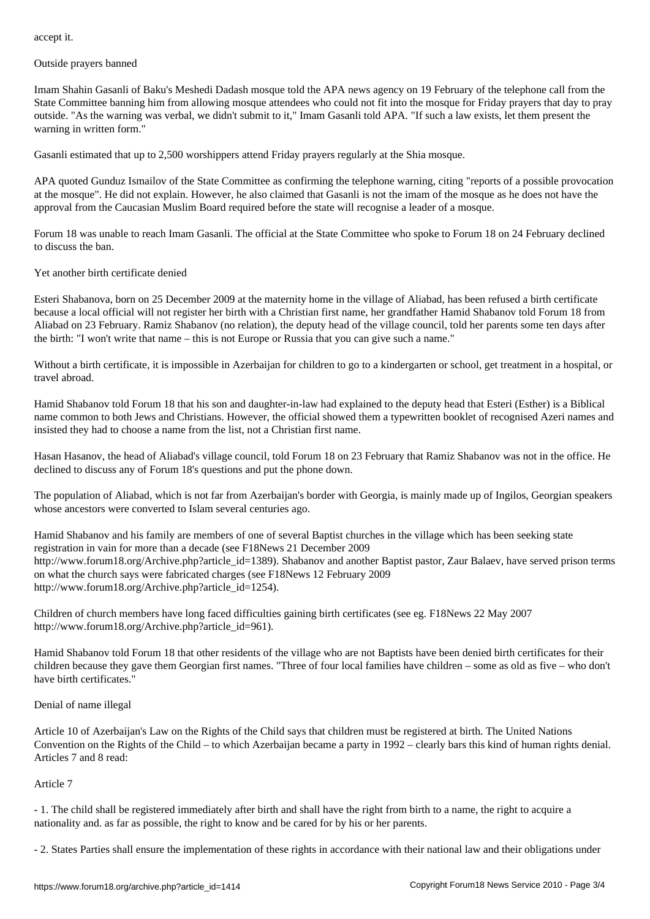accept it.

## Outside prayers banned

Imam Shahin Gasanli of Baku's Meshedi Dadash mosque told the APA news agency on 19 February of the telephone call from the State Committee banning him from allowing mosque attendees who could not fit into the mosque for Friday prayers that day to pray outside. "As the warning was verbal, we didn't submit to it," Imam Gasanli told APA. "If such a law exists, let them present the warning in written form."

Gasanli estimated that up to 2,500 worshippers attend Friday prayers regularly at the Shia mosque.

APA quoted Gunduz Ismailov of the State Committee as confirming the telephone warning, citing "reports of a possible provocation at the mosque". He did not explain. However, he also claimed that Gasanli is not the imam of the mosque as he does not have the approval from the Caucasian Muslim Board required before the state will recognise a leader of a mosque.

Forum 18 was unable to reach Imam Gasanli. The official at the State Committee who spoke to Forum 18 on 24 February declined to discuss the ban.

## Yet another birth certificate denied

Esteri Shabanova, born on 25 December 2009 at the maternity home in the village of Aliabad, has been refused a birth certificate because a local official will not register her birth with a Christian first name, her grandfather Hamid Shabanov told Forum 18 from Aliabad on 23 February. Ramiz Shabanov (no relation), the deputy head of the village council, told her parents some ten days after the birth: "I won't write that name – this is not Europe or Russia that you can give such a name."

Without a birth certificate, it is impossible in Azerbaijan for children to go to a kindergarten or school, get treatment in a hospital, or travel abroad.

Hamid Shabanov told Forum 18 that his son and daughter-in-law had explained to the deputy head that Esteri (Esther) is a Biblical name common to both Jews and Christians. However, the official showed them a typewritten booklet of recognised Azeri names and insisted they had to choose a name from the list, not a Christian first name.

Hasan Hasanov, the head of Aliabad's village council, told Forum 18 on 23 February that Ramiz Shabanov was not in the office. He declined to discuss any of Forum 18's questions and put the phone down.

The population of Aliabad, which is not far from Azerbaijan's border with Georgia, is mainly made up of Ingilos, Georgian speakers whose ancestors were converted to Islam several centuries ago.

Hamid Shabanov and his family are members of one of several Baptist churches in the village which has been seeking state registration in vain for more than a decade (see F18News 21 December 2009 http://www.forum18.org/Archive.php?article_id=1389). Shabanov and another Baptist pastor, Zaur Balaev, have served prison terms on what the church says were fabricated charges (see F18News 12 February 2009 http://www.forum18.org/Archive.php?article_id=1254).

Children of church members have long faced difficulties gaining birth certificates (see eg. F18News 22 May 2007 http://www.forum18.org/Archive.php?article_id=961).

Hamid Shabanov told Forum 18 that other residents of the village who are not Baptists have been denied birth certificates for their children because they gave them Georgian first names. "Three of four local families have children – some as old as five – who don't have birth certificates."

## Denial of name illegal

Article 10 of Azerbaijan's Law on the Rights of the Child says that children must be registered at birth. The United Nations Convention on the Rights of the Child – to which Azerbaijan became a party in 1992 – clearly bars this kind of human rights denial. Articles 7 and 8 read:

Article 7

- 1. The child shall be registered immediately after birth and shall have the right from birth to a name, the right to acquire a nationality and. as far as possible, the right to know and be cared for by his or her parents.

- 2. States Parties shall ensure the implementation of these rights in accordance with their national law and their obligations under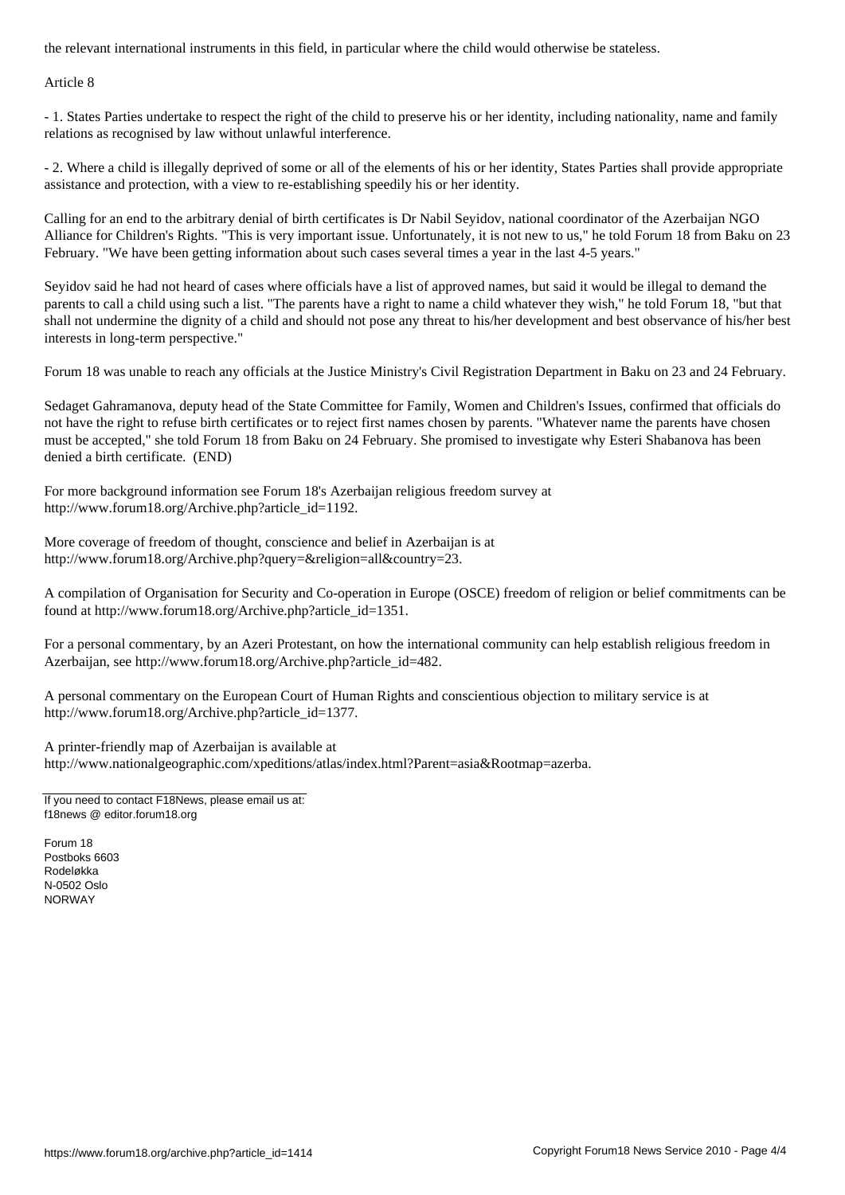the relevant international instruments in this field, in particular where the child would otherwise be stateless.

Article 8

- 1. States Parties undertake to respect the right of the child to preserve his or her identity, including nationality, name and family relations as recognised by law without unlawful interference.

- 2. Where a child is illegally deprived of some or all of the elements of his or her identity, States Parties shall provide appropriate assistance and protection, with a view to re-establishing speedily his or her identity.

Calling for an end to the arbitrary denial of birth certificates is Dr Nabil Seyidov, national coordinator of the Azerbaijan NGO Alliance for Children's Rights. "This is very important issue. Unfortunately, it is not new to us," he told Forum 18 from Baku on 23 February. "We have been getting information about such cases several times a year in the last 4-5 years."

Seyidov said he had not heard of cases where officials have a list of approved names, but said it would be illegal to demand the parents to call a child using such a list. "The parents have a right to name a child whatever they wish," he told Forum 18, "but that shall not undermine the dignity of a child and should not pose any threat to his/her development and best observance of his/her best interests in long-term perspective."

Forum 18 was unable to reach any officials at the Justice Ministry's Civil Registration Department in Baku on 23 and 24 February.

Sedaget Gahramanova, deputy head of the State Committee for Family, Women and Children's Issues, confirmed that officials do not have the right to refuse birth certificates or to reject first names chosen by parents. "Whatever name the parents have chosen must be accepted," she told Forum 18 from Baku on 24 February. She promised to investigate why Esteri Shabanova has been denied a birth certificate. (END)

For more background information see Forum 18's Azerbaijan religious freedom survey at http://www.forum18.org/Archive.php?article_id=1192.

More coverage of freedom of thought, conscience and belief in Azerbaijan is at http://www.forum18.org/Archive.php?query=&religion=all&country=23.

A compilation of Organisation for Security and Co-operation in Europe (OSCE) freedom of religion or belief commitments can be found at http://www.forum18.org/Archive.php?article_id=1351.

For a personal commentary, by an Azeri Protestant, on how the international community can help establish religious freedom in Azerbaijan, see http://www.forum18.org/Archive.php?article_id=482.

A personal commentary on the European Court of Human Rights and conscientious objection to military service is at http://www.forum18.org/Archive.php?article_id=1377.

A printer-friendly map of Azerbaijan is available at http://www.nationalgeographic.com/xpeditions/atlas/index.html?Parent=asia&Rootmap=azerba.

If you need to contact F18News, please email us at:
f18news @ editor.forum18.org

Forum 18
Postboks 6603
Rodeløkka
N-0502 Oslo
NORWAY